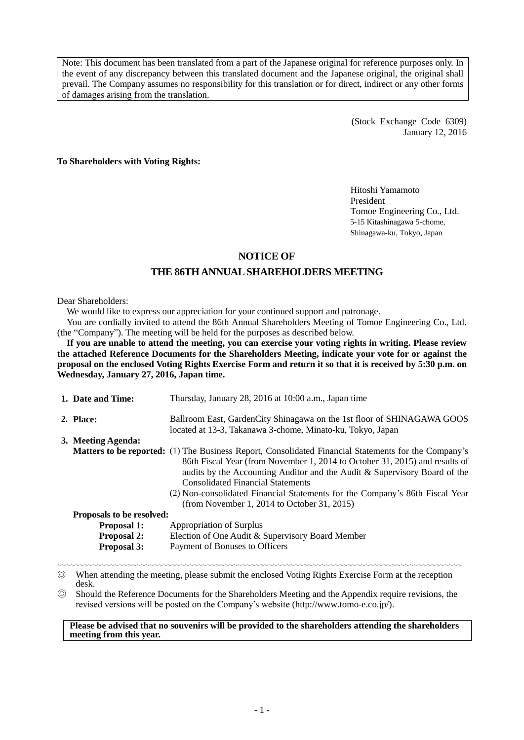Note: This document has been translated from a part of the Japanese original for reference purposes only. In the event of any discrepancy between this translated document and the Japanese original, the original shall prevail. The Company assumes no responsibility for this translation or for direct, indirect or any other forms of damages arising from the translation.

(Stock Exchange Code 6309)
January 12, 2016

**To Shareholders with Voting Rights:**

Hitoshi Yamamoto
President
Tomoe Engineering Co., Ltd.
5-15 Kitashinagawa 5-chome,
Shinagawa-ku, Tokyo, Japan

# NOTICE OF THE 86TH ANNUAL SHAREHOLDERS MEETING

Dear Shareholders:

We would like to express our appreciation for your continued support and patronage.

You are cordially invited to attend the 86th Annual Shareholders Meeting of Tomoe Engineering Co., Ltd. (the "Company"). The meeting will be held for the purposes as described below.

**If you are unable to attend the meeting, you can exercise your voting rights in writing. Please review the attached Reference Documents for the Shareholders Meeting, indicate your vote for or against the proposal on the enclosed Voting Rights Exercise Form and return it so that it is received by 5:30 p.m. on Wednesday, January 27, 2016, Japan time.**

1. **Date and Time:** Thursday, January 28, 2016 at 10:00 a.m., Japan time
2. **Place:** Ballroom East, GardenCity Shinagawa on the 1st floor of SHINAGAWA GOOS located at 13-3, Takanawa 3-chome, Minato-ku, Tokyo, Japan
3. **Meeting Agenda:**

   **Matters to be reported:**
   (1) The Business Report, Consolidated Financial Statements for the Company's 86th Fiscal Year (from November 1, 2014 to October 31, 2015) and results of audits by the Accounting Auditor and the Audit & Supervisory Board of the Consolidated Financial Statements
   (2) Non-consolidated Financial Statements for the Company's 86th Fiscal Year (from November 1, 2014 to October 31, 2015)

   **Proposals to be resolved:**
   **Proposal 1:** Appropriation of Surplus
   **Proposal 2:** Election of One Audit & Supervisory Board Member
   **Proposal 3:** Payment of Bonuses to Officers

---

◎ When attending the meeting, please submit the enclosed Voting Rights Exercise Form at the reception desk.

◎ Should the Reference Documents for the Shareholders Meeting and the Appendix require revisions, the revised versions will be posted on the Company's website (http://www.tomo-e.co.jp/).

**Please be advised that no souvenirs will be provided to the shareholders attending the shareholders meeting from this year.**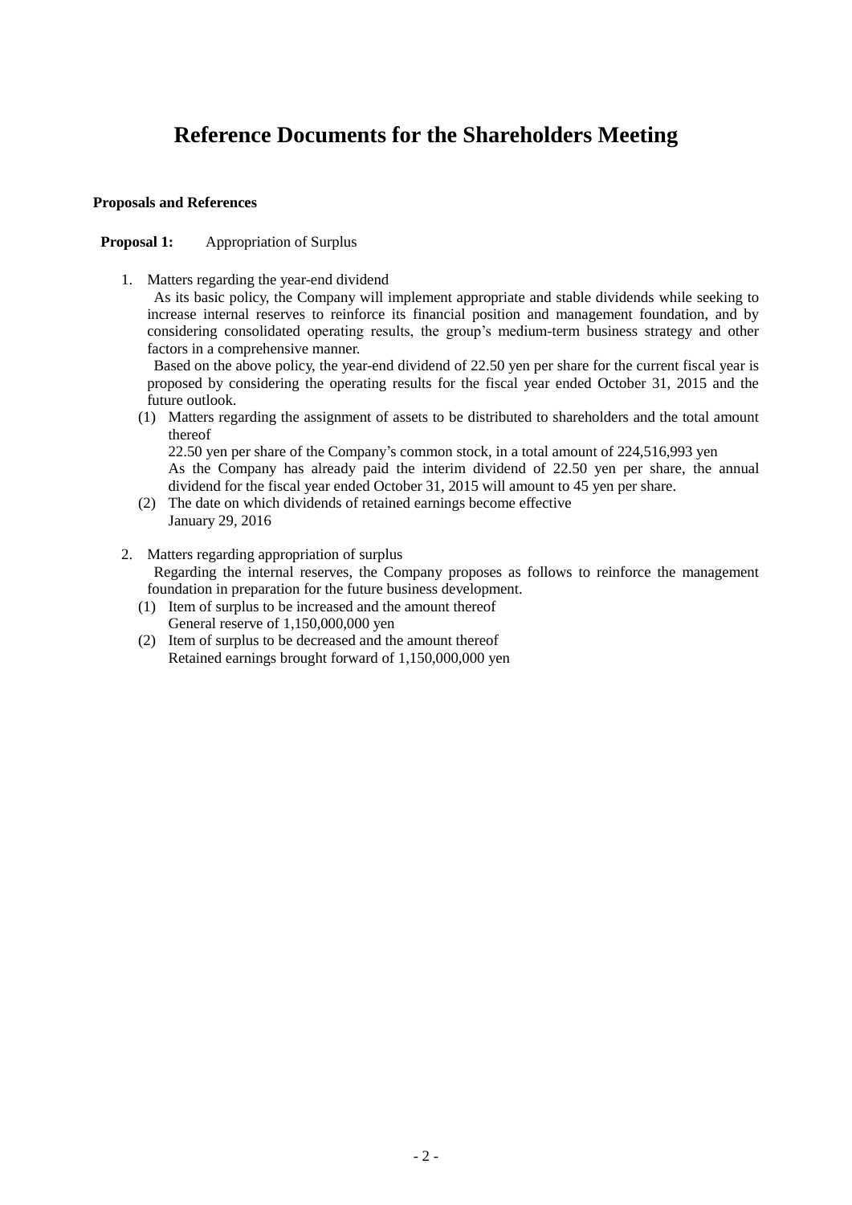# Reference Documents for the Shareholders Meeting

**Proposals and References**

**Proposal 1:** Appropriation of Surplus

1. Matters regarding the year-end dividend

   As its basic policy, the Company will implement appropriate and stable dividends while seeking to increase internal reserves to reinforce its financial position and management foundation, and by considering consolidated operating results, the group's medium-term business strategy and other factors in a comprehensive manner.

   Based on the above policy, the year-end dividend of 22.50 yen per share for the current fiscal year is proposed by considering the operating results for the fiscal year ended October 31, 2015 and the future outlook.

   (1) Matters regarding the assignment of assets to be distributed to shareholders and the total amount thereof

   22.50 yen per share of the Company's common stock, in a total amount of 224,516,993 yen

   As the Company has already paid the interim dividend of 22.50 yen per share, the annual dividend for the fiscal year ended October 31, 2015 will amount to 45 yen per share.

   (2) The date on which dividends of retained earnings become effective

   January 29, 2016

2. Matters regarding appropriation of surplus

   Regarding the internal reserves, the Company proposes as follows to reinforce the management foundation in preparation for the future business development.

   (1) Item of surplus to be increased and the amount thereof

   General reserve of 1,150,000,000 yen

   (2) Item of surplus to be decreased and the amount thereof

   Retained earnings brought forward of 1,150,000,000 yen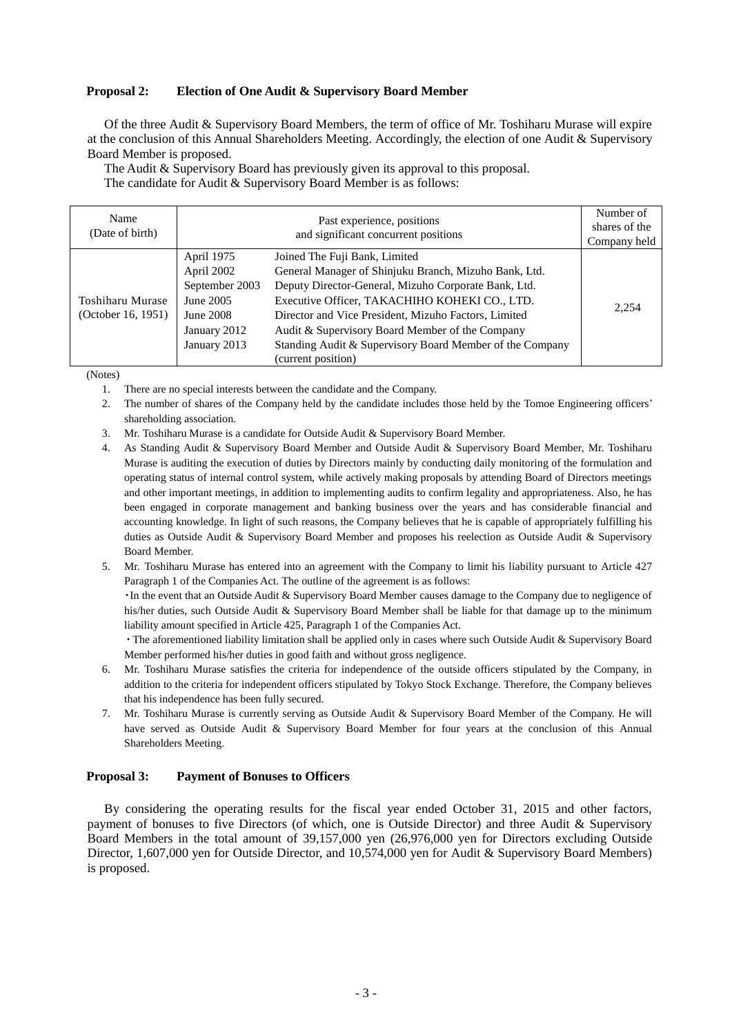### Proposal 2: Election of One Audit & Supervisory Board Member

Of the three Audit & Supervisory Board Members, the term of office of Mr. Toshiharu Murase will expire at the conclusion of this Annual Shareholders Meeting. Accordingly, the election of one Audit & Supervisory Board Member is proposed.

The Audit & Supervisory Board has previously given its approval to this proposal.

The candidate for Audit & Supervisory Board Member is as follows:

| Name (Date of birth) | Past experience, positions and significant concurrent positions | | Number of shares of the Company held |
|---|---|---|---|
| Toshiharu Murase (October 16, 1951) | April 1975 | Joined The Fuji Bank, Limited | 2,254 |
| | April 2002 | General Manager of Shinjuku Branch, Mizuho Bank, Ltd. | |
| | September 2003 | Deputy Director-General, Mizuho Corporate Bank, Ltd. | |
| | June 2005 | Executive Officer, TAKACHIHO KOHEKI CO., LTD. | |
| | June 2008 | Director and Vice President, Mizuho Factors, Limited | |
| | January 2012 | Audit & Supervisory Board Member of the Company | |
| | January 2013 | Standing Audit & Supervisory Board Member of the Company (current position) | |

(Notes)

1. There are no special interests between the candidate and the Company.
2. The number of shares of the Company held by the candidate includes those held by the Tomoe Engineering officers' shareholding association.
3. Mr. Toshiharu Murase is a candidate for Outside Audit & Supervisory Board Member.
4. As Standing Audit & Supervisory Board Member and Outside Audit & Supervisory Board Member, Mr. Toshiharu Murase is auditing the execution of duties by Directors mainly by conducting daily monitoring of the formulation and operating status of internal control system, while actively making proposals by attending Board of Directors meetings and other important meetings, in addition to implementing audits to confirm legality and appropriateness. Also, he has been engaged in corporate management and banking business over the years and has considerable financial and accounting knowledge. In light of such reasons, the Company believes that he is capable of appropriately fulfilling his duties as Outside Audit & Supervisory Board Member and proposes his reelection as Outside Audit & Supervisory Board Member.
5. Mr. Toshiharu Murase has entered into an agreement with the Company to limit his liability pursuant to Article 427 Paragraph 1 of the Companies Act. The outline of the agreement is as follows:
   ・In the event that an Outside Audit & Supervisory Board Member causes damage to the Company due to negligence of his/her duties, such Outside Audit & Supervisory Board Member shall be liable for that damage up to the minimum liability amount specified in Article 425, Paragraph 1 of the Companies Act.
   ・The aforementioned liability limitation shall be applied only in cases where such Outside Audit & Supervisory Board Member performed his/her duties in good faith and without gross negligence.
6. Mr. Toshiharu Murase satisfies the criteria for independence of the outside officers stipulated by the Company, in addition to the criteria for independent officers stipulated by Tokyo Stock Exchange. Therefore, the Company believes that his independence has been fully secured.
7. Mr. Toshiharu Murase is currently serving as Outside Audit & Supervisory Board Member of the Company. He will have served as Outside Audit & Supervisory Board Member for four years at the conclusion of this Annual Shareholders Meeting.

### Proposal 3: Payment of Bonuses to Officers

By considering the operating results for the fiscal year ended October 31, 2015 and other factors, payment of bonuses to five Directors (of which, one is Outside Director) and three Audit & Supervisory Board Members in the total amount of 39,157,000 yen (26,976,000 yen for Directors excluding Outside Director, 1,607,000 yen for Outside Director, and 10,574,000 yen for Audit & Supervisory Board Members) is proposed.